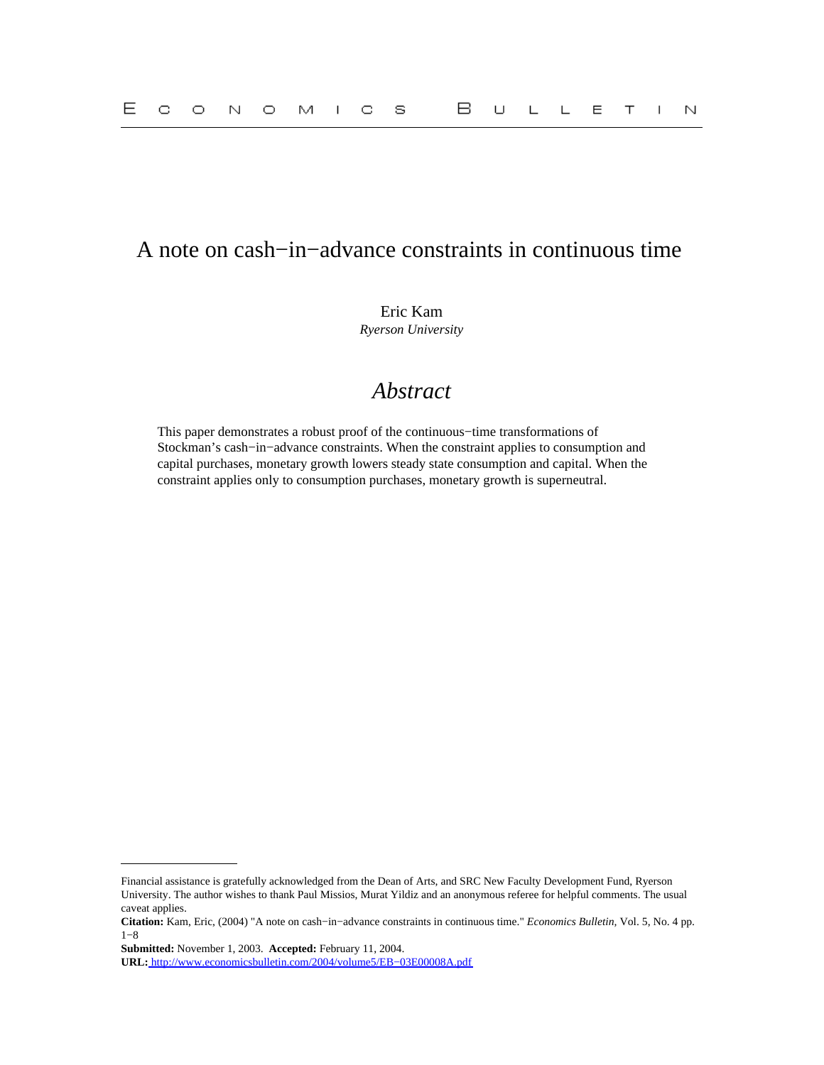# A note on cash−in−advance constraints in continuous time

Eric Kam
*Ryerson University*

## *Abstract*

This paper demonstrates a robust proof of the continuous−time transformations of Stockman's cash−in−advance constraints. When the constraint applies to consumption and capital purchases, monetary growth lowers steady state consumption and capital. When the constraint applies only to consumption purchases, monetary growth is superneutral.

---

Financial assistance is gratefully acknowledged from the Dean of Arts, and SRC New Faculty Development Fund, Ryerson University. The author wishes to thank Paul Missios, Murat Yildiz and an anonymous referee for helpful comments. The usual caveat applies.

**Citation:** Kam, Eric, (2004) "A note on cash−in−advance constraints in continuous time." *Economics Bulletin*, Vol. 5, No. 4 pp. 1−8

**Submitted:** November 1, 2003. **Accepted:** February 11, 2004.

**URL:** http://www.economicsbulletin.com/2004/volume5/EB−03E00008A.pdf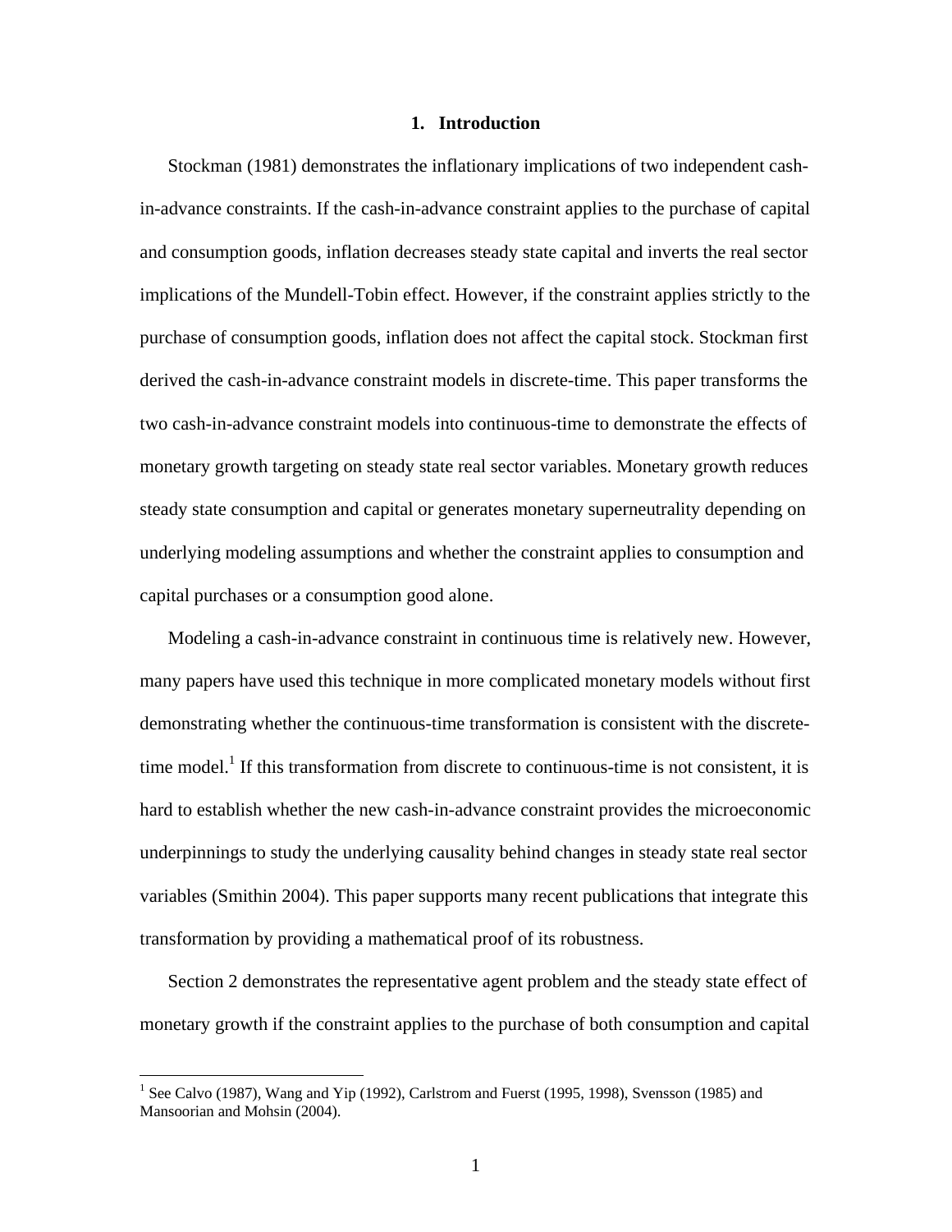## 1. Introduction

Stockman (1981) demonstrates the inflationary implications of two independent cash-in-advance constraints. If the cash-in-advance constraint applies to the purchase of capital and consumption goods, inflation decreases steady state capital and inverts the real sector implications of the Mundell-Tobin effect. However, if the constraint applies strictly to the purchase of consumption goods, inflation does not affect the capital stock. Stockman first derived the cash-in-advance constraint models in discrete-time. This paper transforms the two cash-in-advance constraint models into continuous-time to demonstrate the effects of monetary growth targeting on steady state real sector variables. Monetary growth reduces steady state consumption and capital or generates monetary superneutrality depending on underlying modeling assumptions and whether the constraint applies to consumption and capital purchases or a consumption good alone.

Modeling a cash-in-advance constraint in continuous time is relatively new. However, many papers have used this technique in more complicated monetary models without first demonstrating whether the continuous-time transformation is consistent with the discrete-time model.[1] If this transformation from discrete to continuous-time is not consistent, it is hard to establish whether the new cash-in-advance constraint provides the microeconomic underpinnings to study the underlying causality behind changes in steady state real sector variables (Smithin 2004). This paper supports many recent publications that integrate this transformation by providing a mathematical proof of its robustness.

Section 2 demonstrates the representative agent problem and the steady state effect of monetary growth if the constraint applies to the purchase of both consumption and capital

[1] See Calvo (1987), Wang and Yip (1992), Carlstrom and Fuerst (1995, 1998), Svensson (1985) and Mansoorian and Mohsin (2004).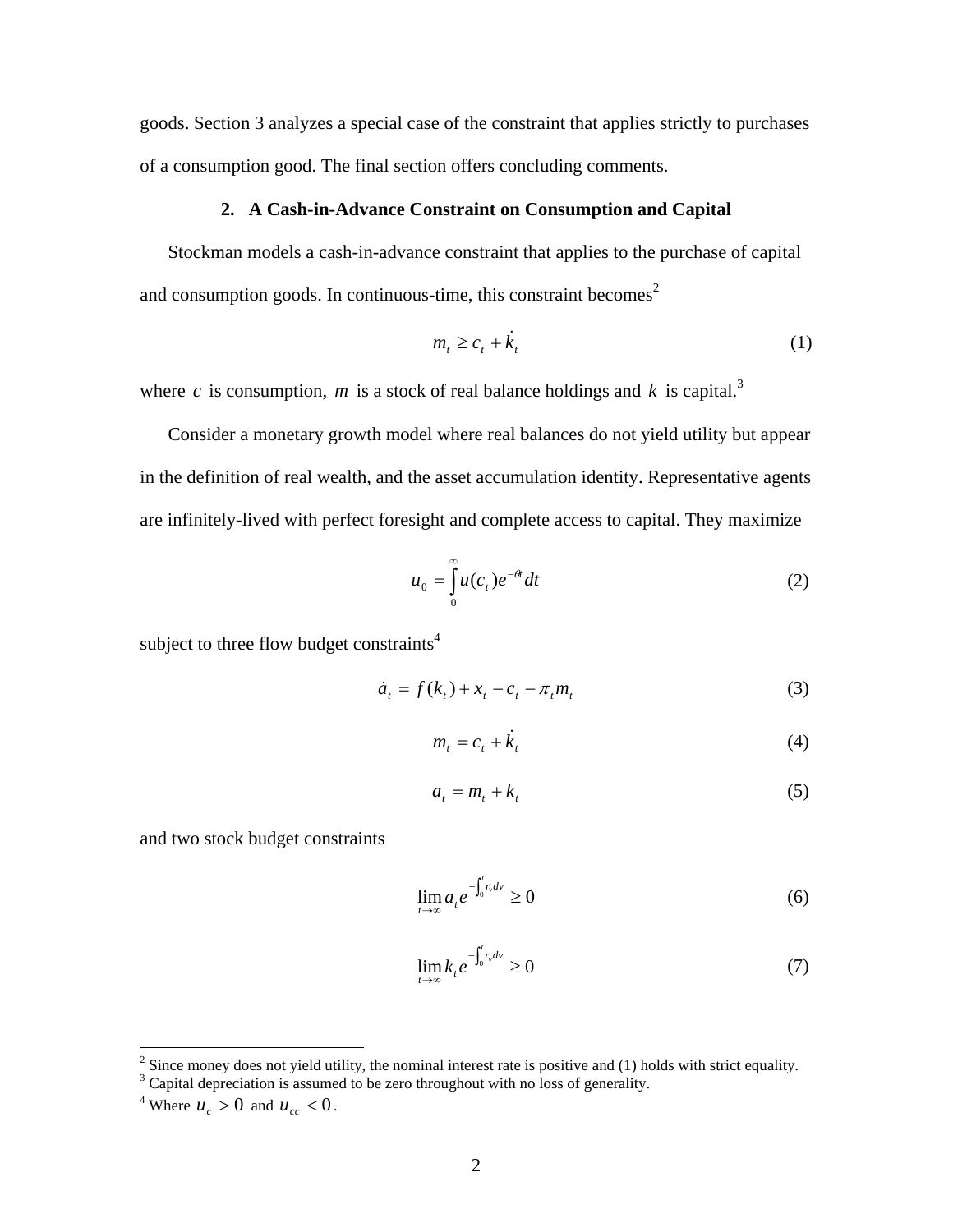goods. Section 3 analyzes a special case of the constraint that applies strictly to purchases of a consumption good. The final section offers concluding comments.

## 2. A Cash-in-Advance Constraint on Consumption and Capital

Stockman models a cash-in-advance constraint that applies to the purchase of capital and consumption goods. In continuous-time, this constraint becomes[2]

$$m_t \geq c_t + \dot{k}_t \tag{1}$$

where $c$ is consumption, $m$ is a stock of real balance holdings and $k$ is capital.[3]

Consider a monetary growth model where real balances do not yield utility but appear in the definition of real wealth, and the asset accumulation identity. Representative agents are infinitely-lived with perfect foresight and complete access to capital. They maximize

$$u_0 = \int_0^\infty u(c_t)e^{-\theta t}dt \tag{2}$$

subject to three flow budget constraints[4]

$$\dot{a}_t = f(k_t) + x_t - c_t - \pi_t m_t \tag{3}$$

$$m_t = c_t + \dot{k}_t \tag{4}$$

$$a_t = m_t + k_t \tag{5}$$

and two stock budget constraints

$$\lim_{t\to\infty} a_t e^{-\int_0^t r_v dv} \geq 0 \tag{6}$$

$$\lim_{t\to\infty} k_t e^{-\int_0^t r_v dv} \geq 0 \tag{7}$$

---

[2] Since money does not yield utility, the nominal interest rate is positive and (1) holds with strict equality.

[3] Capital depreciation is assumed to be zero throughout with no loss of generality.

[4] Where $u_c > 0$ and $u_{cc} < 0$.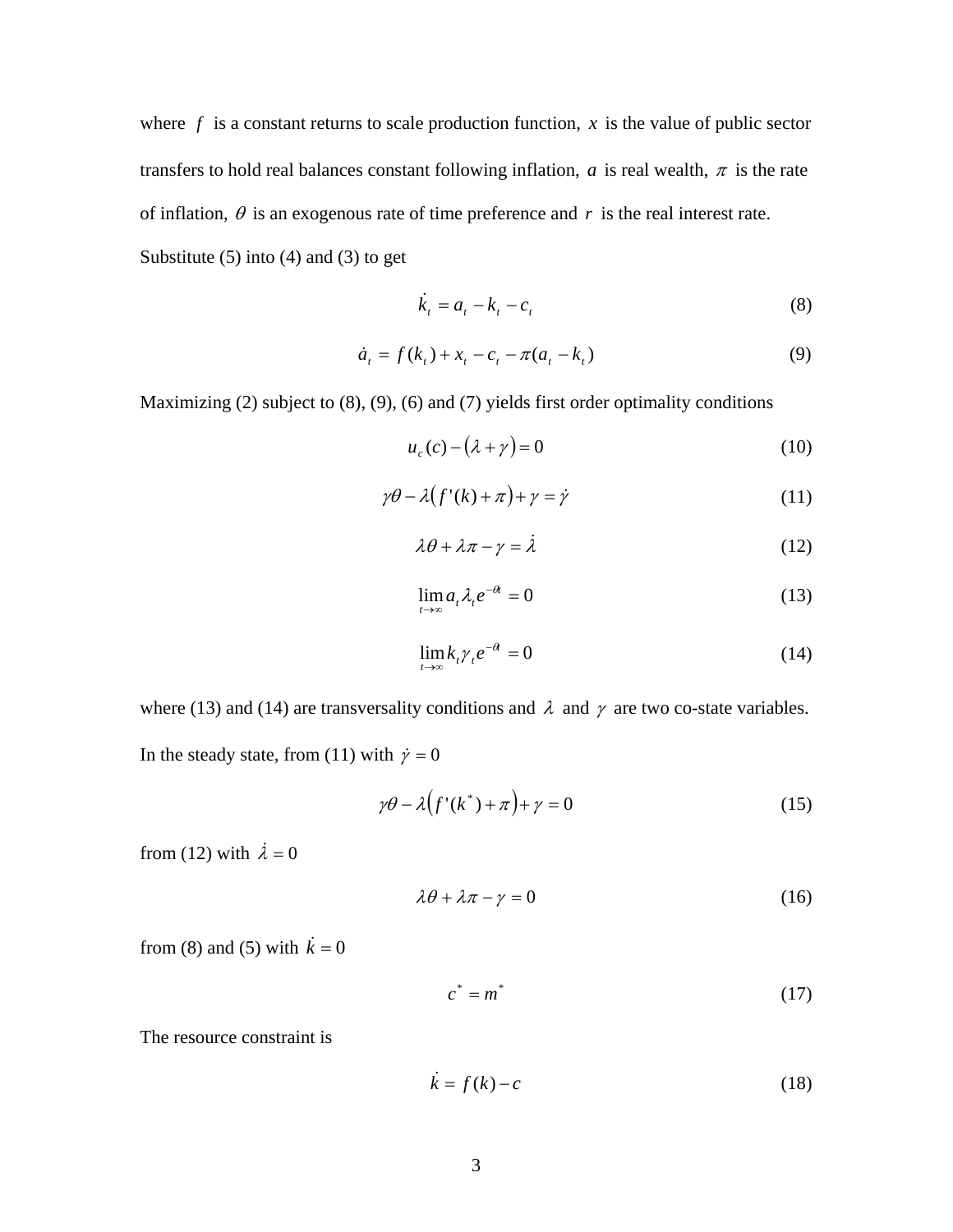where $f$ is a constant returns to scale production function, $x$ is the value of public sector transfers to hold real balances constant following inflation, $a$ is real wealth, $\pi$ is the rate of inflation, $\theta$ is an exogenous rate of time preference and $r$ is the real interest rate.

Substitute (5) into (4) and (3) to get

$$\dot{k}_t = a_t - k_t - c_t \tag{8}$$

$$\dot{a}_t = f(k_t) + x_t - c_t - \pi(a_t - k_t) \tag{9}$$

Maximizing (2) subject to (8), (9), (6) and (7) yields first order optimality conditions

$$u_c(c) - (\lambda + \gamma) = 0 \tag{10}$$

$$\gamma\theta - \lambda\left(f'(k) + \pi\right) + \gamma = \dot{\gamma} \tag{11}$$

$$\lambda\theta + \lambda\pi - \gamma = \dot{\lambda} \tag{12}$$

$$\lim_{t\to\infty} a_t \lambda_t e^{-\theta t} = 0 \tag{13}$$

$$\lim_{t\to\infty} k_t \gamma_t e^{-\theta t} = 0 \tag{14}$$

where (13) and (14) are transversality conditions and $\lambda$ and $\gamma$ are two co-state variables.

In the steady state, from (11) with $\dot{\gamma} = 0$

$$\gamma\theta - \lambda\left(f'(k^*) + \pi\right) + \gamma = 0 \tag{15}$$

from (12) with $\dot{\lambda} = 0$

$$\lambda\theta + \lambda\pi - \gamma = 0 \tag{16}$$

from (8) and (5) with $\dot{k} = 0$

$$c^* = m^* \tag{17}$$

The resource constraint is

$$\dot{k} = f(k) - c \tag{18}$$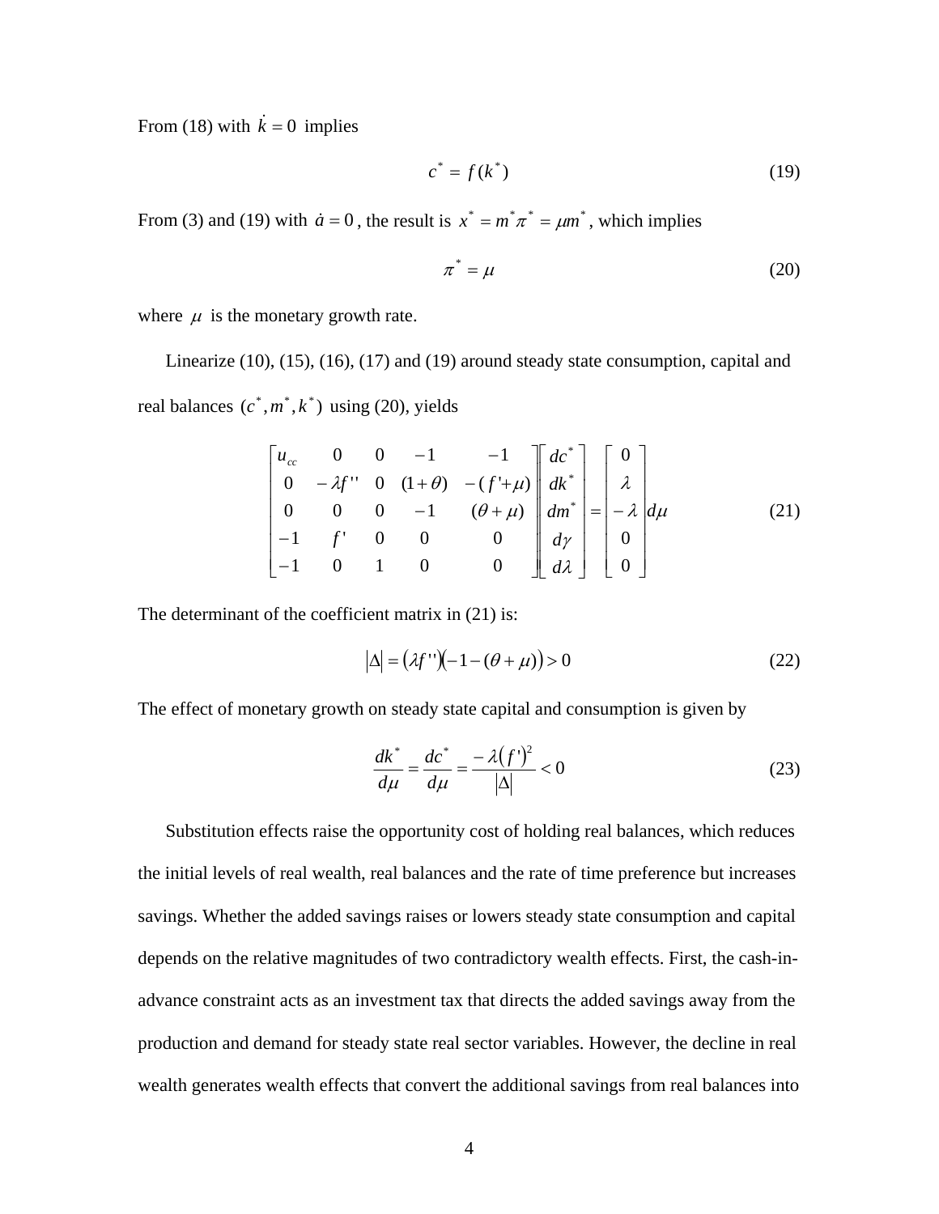From (18) with $\dot{k} = 0$ implies

$$c^* = f(k^*) \tag{19}$$

From (3) and (19) with $\dot{a} = 0$, the result is $x^* = m^*\pi^* = \mu m^*$, which implies

$$\pi^* = \mu \tag{20}$$

where $\mu$ is the monetary growth rate.

Linearize (10), (15), (16), (17) and (19) around steady state consumption, capital and real balances $(c^*, m^*, k^*)$ using (20), yields

$$\begin{bmatrix} u_{cc} & 0 & 0 & -1 & -1 \\ 0 & -\lambda f'' & 0 & (1+\theta) & -(f'+\mu) \\ 0 & 0 & 0 & -1 & (\theta+\mu) \\ -1 & f' & 0 & 0 & 0 \\ -1 & 0 & 1 & 0 & 0 \end{bmatrix} \begin{bmatrix} dc^* \\ dk^* \\ dm^* \\ d\gamma \\ d\lambda \end{bmatrix} = \begin{bmatrix} 0 \\ \lambda \\ -\lambda \\ 0 \\ 0 \end{bmatrix} d\mu \tag{21}$$

The determinant of the coefficient matrix in (21) is:

$$|\Delta| = (\lambda f'')(-1-(\theta+\mu)) > 0 \tag{22}$$

The effect of monetary growth on steady state capital and consumption is given by

$$\frac{dk^*}{d\mu} = \frac{dc^*}{d\mu} = \frac{-\lambda(f')^2}{|\Delta|} < 0 \tag{23}$$

Substitution effects raise the opportunity cost of holding real balances, which reduces the initial levels of real wealth, real balances and the rate of time preference but increases savings. Whether the added savings raises or lowers steady state consumption and capital depends on the relative magnitudes of two contradictory wealth effects. First, the cash-in-advance constraint acts as an investment tax that directs the added savings away from the production and demand for steady state real sector variables. However, the decline in real wealth generates wealth effects that convert the additional savings from real balances into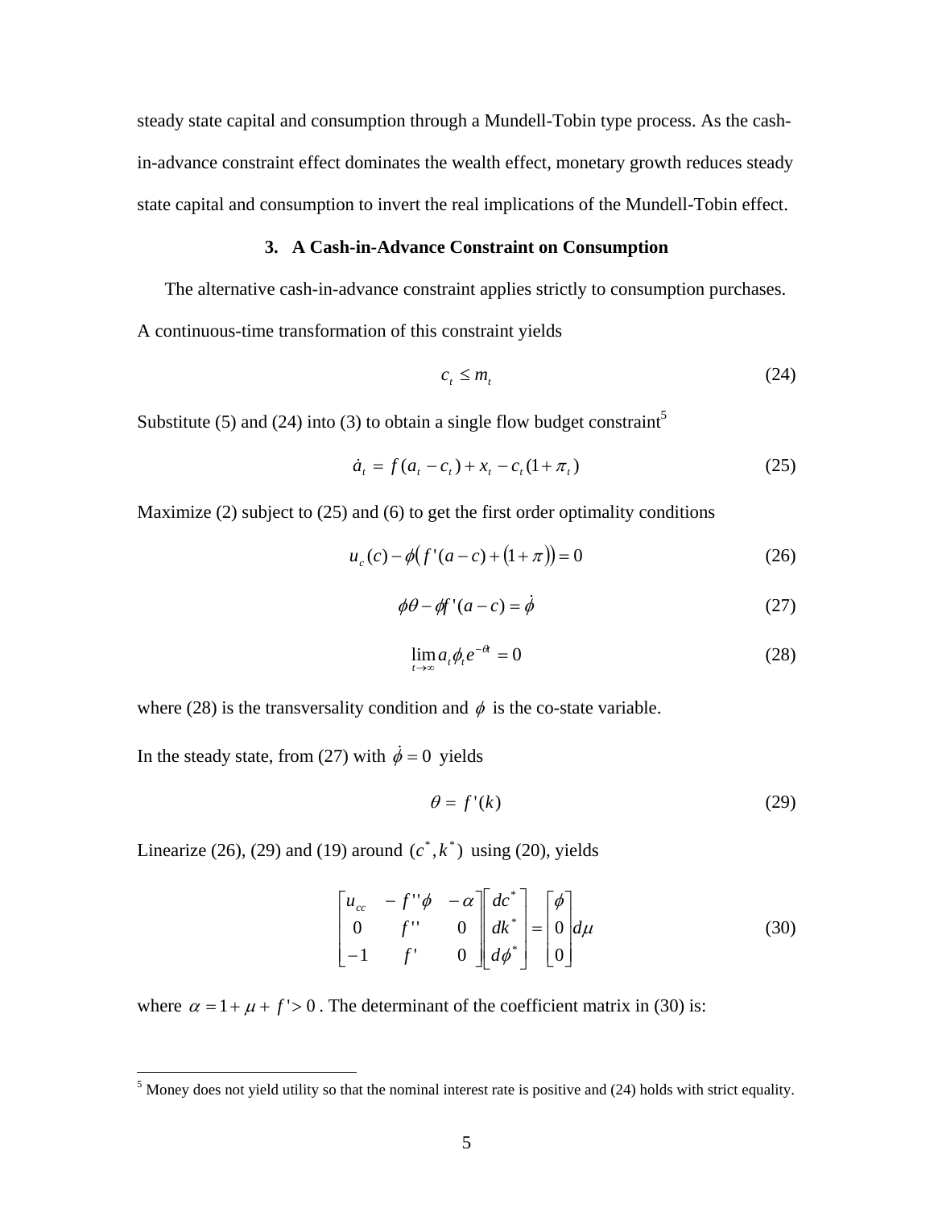steady state capital and consumption through a Mundell-Tobin type process. As the cash-in-advance constraint effect dominates the wealth effect, monetary growth reduces steady state capital and consumption to invert the real implications of the Mundell-Tobin effect.

### 3. A Cash-in-Advance Constraint on Consumption

The alternative cash-in-advance constraint applies strictly to consumption purchases. A continuous-time transformation of this constraint yields

$$c_t \leq m_t \tag{24}$$

Substitute (5) and (24) into (3) to obtain a single flow budget constraint[5]

$$\dot{a}_t = f(a_t - c_t) + x_t - c_t(1 + \pi_t) \tag{25}$$

Maximize (2) subject to (25) and (6) to get the first order optimality conditions

$$u_c(c) - \phi\big(f'(a-c) + (1+\pi)\big) = 0 \tag{26}$$

$$\phi\theta - \phi f'(a-c) = \dot{\phi} \tag{27}$$

$$\lim_{t \to \infty} a_t \phi_t e^{-\theta t} = 0 \tag{28}$$

where (28) is the transversality condition and $\phi$ is the co-state variable.

In the steady state, from (27) with $\dot{\phi} = 0$ yields

$$\theta = f'(k) \tag{29}$$

Linearize (26), (29) and (19) around $(c^*, k^*)$ using (20), yields

$$\begin{bmatrix} u_{cc} & -f''\phi & -\alpha \\ 0 & f'' & 0 \\ -1 & f' & 0 \end{bmatrix} \begin{bmatrix} dc^* \\ dk^* \\ d\phi^* \end{bmatrix} = \begin{bmatrix} \phi \\ 0 \\ 0 \end{bmatrix} d\mu \tag{30}$$

where $\alpha = 1 + \mu + f' > 0$. The determinant of the coefficient matrix in (30) is:

[5] Money does not yield utility so that the nominal interest rate is positive and (24) holds with strict equality.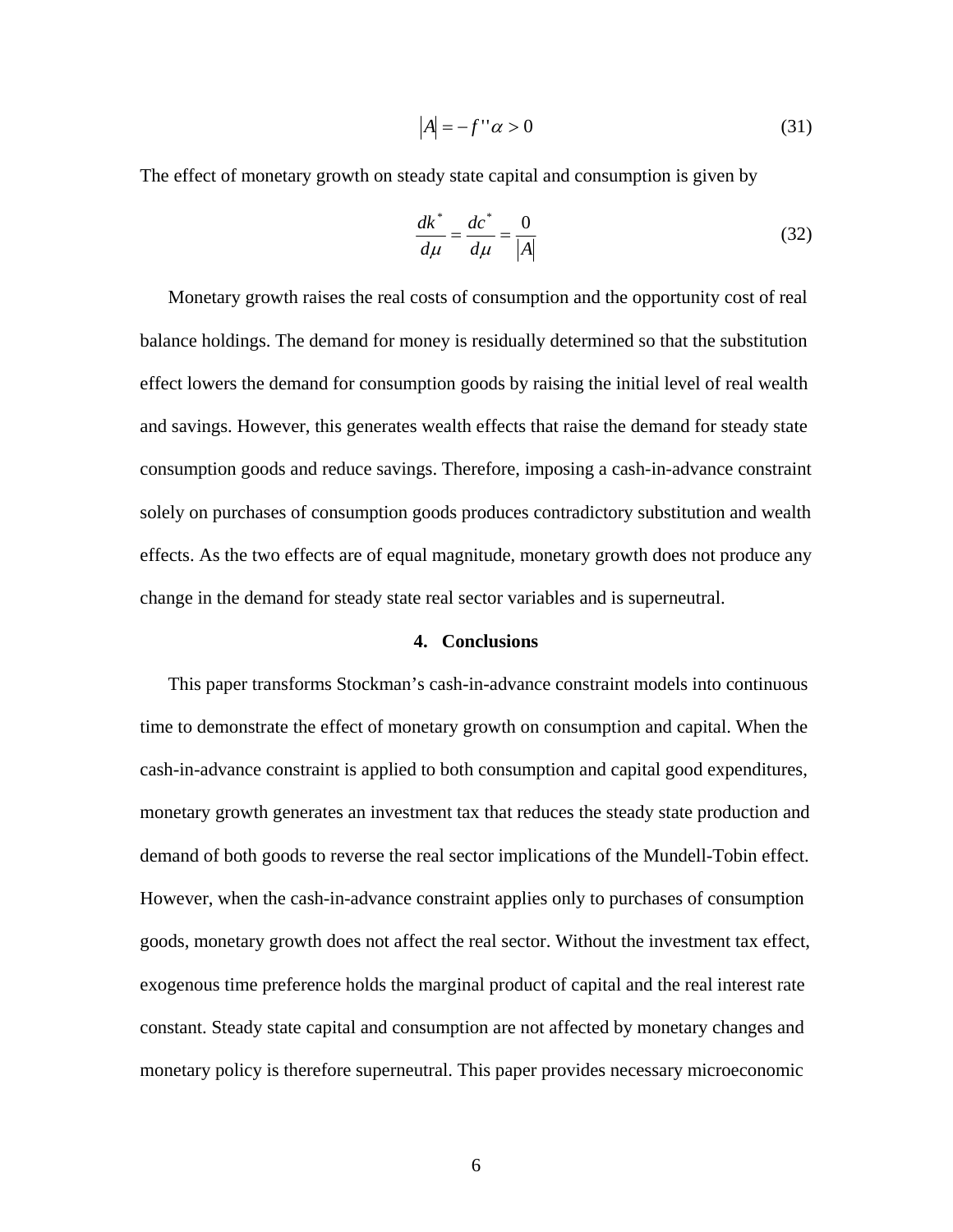$$|A| = -f''\alpha > 0 \tag{31}$$

The effect of monetary growth on steady state capital and consumption is given by

$$\frac{dk^*}{d\mu} = \frac{dc^*}{d\mu} = \frac{0}{|A|} \tag{32}$$

Monetary growth raises the real costs of consumption and the opportunity cost of real balance holdings. The demand for money is residually determined so that the substitution effect lowers the demand for consumption goods by raising the initial level of real wealth and savings. However, this generates wealth effects that raise the demand for steady state consumption goods and reduce savings. Therefore, imposing a cash-in-advance constraint solely on purchases of consumption goods produces contradictory substitution and wealth effects. As the two effects are of equal magnitude, monetary growth does not produce any change in the demand for steady state real sector variables and is superneutral.

## 4. Conclusions

This paper transforms Stockman's cash-in-advance constraint models into continuous time to demonstrate the effect of monetary growth on consumption and capital. When the cash-in-advance constraint is applied to both consumption and capital good expenditures, monetary growth generates an investment tax that reduces the steady state production and demand of both goods to reverse the real sector implications of the Mundell-Tobin effect. However, when the cash-in-advance constraint applies only to purchases of consumption goods, monetary growth does not affect the real sector. Without the investment tax effect, exogenous time preference holds the marginal product of capital and the real interest rate constant. Steady state capital and consumption are not affected by monetary changes and monetary policy is therefore superneutral. This paper provides necessary microeconomic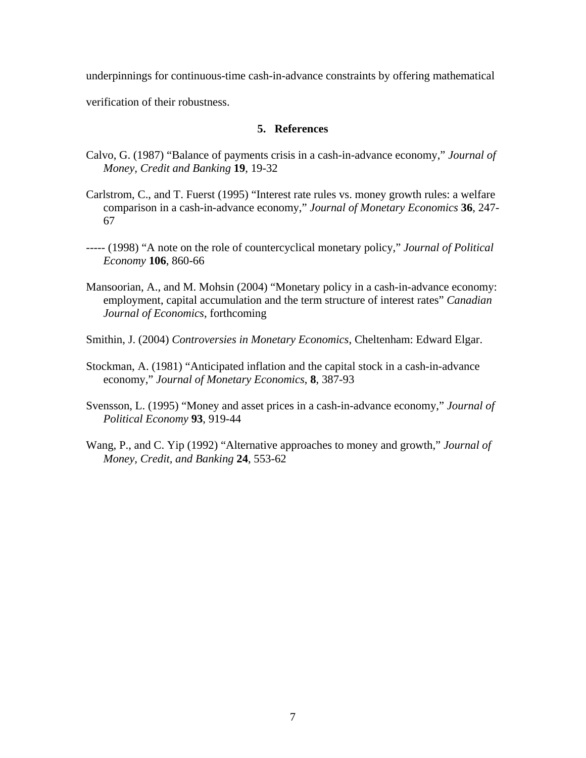underpinnings for continuous-time cash-in-advance constraints by offering mathematical verification of their robustness.

## 5. References

Calvo, G. (1987) "Balance of payments crisis in a cash-in-advance economy," *Journal of Money, Credit and Banking* **19**, 19-32

Carlstrom, C., and T. Fuerst (1995) "Interest rate rules vs. money growth rules: a welfare comparison in a cash-in-advance economy," *Journal of Monetary Economics* **36**, 247-67

----- (1998) "A note on the role of countercyclical monetary policy," *Journal of Political Economy* **106**, 860-66

Mansoorian, A., and M. Mohsin (2004) "Monetary policy in a cash-in-advance economy: employment, capital accumulation and the term structure of interest rates" *Canadian Journal of Economics*, forthcoming

Smithin, J. (2004) *Controversies in Monetary Economics*, Cheltenham: Edward Elgar.

Stockman, A. (1981) "Anticipated inflation and the capital stock in a cash-in-advance economy," *Journal of Monetary Economics*, **8**, 387-93

Svensson, L. (1995) "Money and asset prices in a cash-in-advance economy," *Journal of Political Economy* **93**, 919-44

Wang, P., and C. Yip (1992) "Alternative approaches to money and growth," *Journal of Money, Credit, and Banking* **24**, 553-62